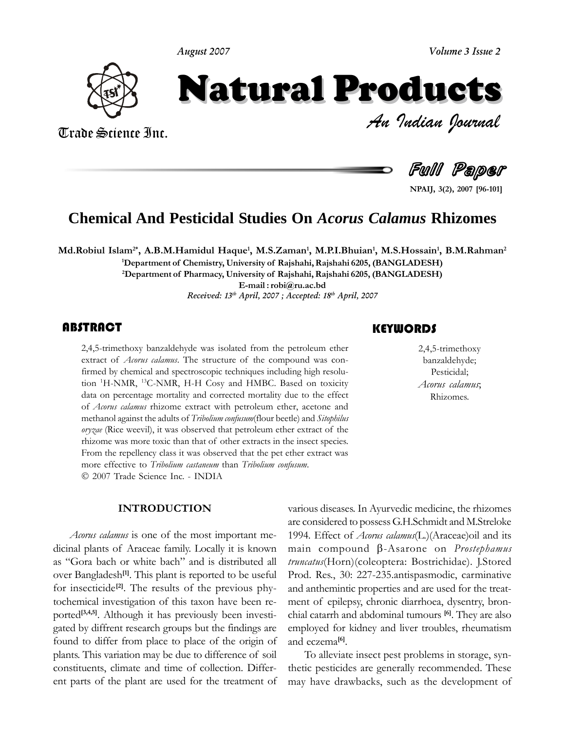# Chemical And Pesticidal Studies On *Acorus Calamus* Rhizomes

**Md.Robiul Islam[2*], A.B.M.Hamidul Haque[1], M.S.Zaman[1], M.P.I.Bhuian[1], M.S.Hossain[1], B.M.Rahman[2]**

[1]Department of Chemistry, University of Rajshahi, Rajshahi 6205, (BANGLADESH)

[2]Department of Pharmacy, University of Rajshahi, Rajshahi 6205, (BANGLADESH)

E-mail : robi@ru.ac.bd

*Received: 13th April, 2007 ; Accepted: 18th April, 2007*

## ABSTRACT

2,4,5-trimethoxy banzaldehyde was isolated from the petroleum ether extract of *Acorus calamus*. The structure of the compound was confirmed by chemical and spectroscopic techniques including high resolution $^{1}$H-NMR, $^{13}$C-NMR, H-H Cosy and HMBC. Based on toxicity data on percentage mortality and corrected mortality due to the effect of *Acorus calamus* rhizome extract with petroleum ether, acetone and methanol against the adults of *Tribolium confusum*(flour beetle) and *Sitophilus oryzae* (Rice weevil), it was observed that petroleum ether extract of the rhizome was more toxic than that of other extracts in the insect species. From the repellency class it was observed that the pet ether extract was more effective to *Tribolium castaneum* than *Tribolium confusum*.

© 2007 Trade Science Inc. - INDIA

## KEYWORDS

2,4,5-trimethoxy banzaldehyde;
Pesticidal;
*Acorus calamus*;
Rhizomes.

## INTRODUCTION

*Acorus calamus* is one of the most important medicinal plants of Araceae family. Locally it is known as "Gora bach or white bach" and is distributed all over Bangladesh[1]. This plant is reported to be useful for insecticide[2]. The results of the previous phytochemical investigation of this taxon have been reported[3,4,5]. Although it has previously been investigated by diffrent research groups but the findings are found to differ from place to place of the origin of plants. This variation may be due to difference of soil constituents, climate and time of collection. Different parts of the plant are used for the treatment of various diseases. In Ayurvedic medicine, the rhizomes are considered to possess G.H.Schmidt and M.Streloke 1994. Effect of *Acorus calamus*(L.)(Araceae)oil and its main compound β-Asarone on *Prostephamus truncatus*(Horn)(coleoptera: Bostrichidae). J.Stored Prod. Res., 30: 227-235.antispasmodic, carminative and anthemintic properties and are used for the treatment of epilepsy, chronic diarrhoea, dysentry, bronchial catarrh and abdominal tumours [6]. They are also employed for kidney and liver troubles, rheumatism and eczema[6].

To alleviate insect pest problems in storage, synthetic pesticides are generally recommended. These may have drawbacks, such as the development of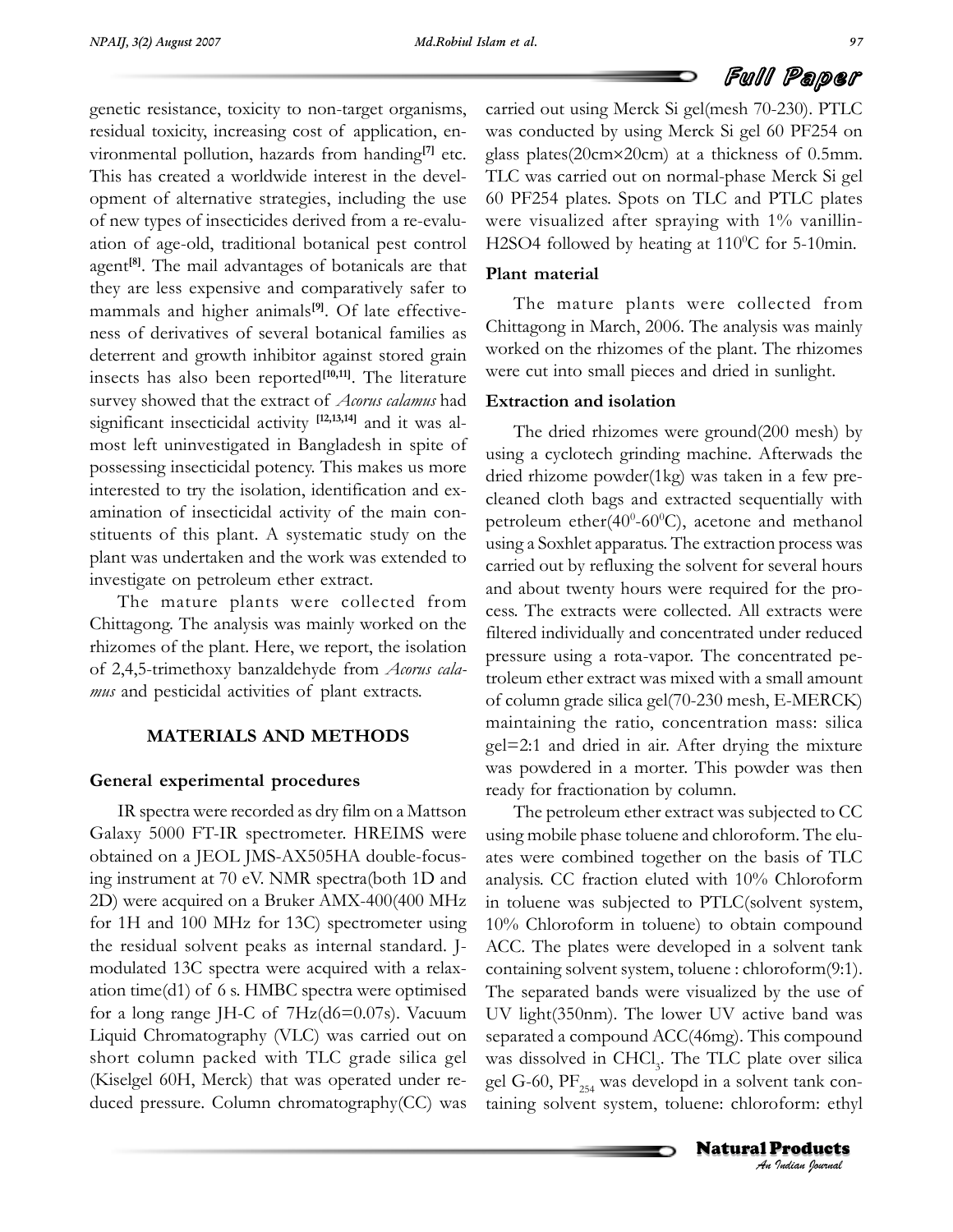genetic resistance, toxicity to non-target organisms, residual toxicity, increasing cost of application, environmental pollution, hazards from handing[7] etc. This has created a worldwide interest in the development of alternative strategies, including the use of new types of insecticides derived from a re-evaluation of age-old, traditional botanical pest control agent[8]. The mail advantages of botanicals are that they are less expensive and comparatively safer to mammals and higher animals[9]. Of late effectiveness of derivatives of several botanical families as deterrent and growth inhibitor against stored grain insects has also been reported[10,11]. The literature survey showed that the extract of *Acorus calamus* had significant insecticidal activity [12,13,14] and it was almost left uninvestigated in Bangladesh in spite of possessing insecticidal potency. This makes us more interested to try the isolation, identification and examination of insecticidal activity of the main constituents of this plant. A systematic study on the plant was undertaken and the work was extended to investigate on petroleum ether extract.

The mature plants were collected from Chittagong. The analysis was mainly worked on the rhizomes of the plant. Here, we report, the isolation of 2,4,5-trimethoxy banzaldehyde from *Acorus calamus* and pesticidal activities of plant extracts.

## MATERIALS AND METHODS

### General experimental procedures

IR spectra were recorded as dry film on a Mattson Galaxy 5000 FT-IR spectrometer. HREIMS were obtained on a JEOL JMS-AX505HA double-focusing instrument at 70 eV. NMR spectra(both 1D and 2D) were acquired on a Bruker AMX-400(400 MHz for 1H and 100 MHz for 13C) spectrometer using the residual solvent peaks as internal standard. J-modulated 13C spectra were acquired with a relaxation time(d1) of 6 s. HMBC spectra were optimised for a long range JH-C of 7Hz(d6=0.07s). Vacuum Liquid Chromatography (VLC) was carried out on short column packed with TLC grade silica gel (Kiselgel 60H, Merck) that was operated under reduced pressure. Column chromatography(CC) was carried out using Merck Si gel(mesh 70-230). PTLC was conducted by using Merck Si gel 60 PF254 on glass plates(20cm×20cm) at a thickness of 0.5mm. TLC was carried out on normal-phase Merck Si gel 60 PF254 plates. Spots on TLC and PTLC plates were visualized after spraying with 1% vanillin-H2SO4 followed by heating at 110$^0$C for 5-10min.

### Plant material

The mature plants were collected from Chittagong in March, 2006. The analysis was mainly worked on the rhizomes of the plant. The rhizomes were cut into small pieces and dried in sunlight.

### Extraction and isolation

The dried rhizomes were ground(200 mesh) by using a cyclotech grinding machine. Afterwads the dried rhizome powder(1kg) was taken in a few pre-cleaned cloth bags and extracted sequentially with petroleum ether(40$^0$-60$^0$C), acetone and methanol using a Soxhlet apparatus. The extraction process was carried out by refluxing the solvent for several hours and about twenty hours were required for the process. The extracts were collected. All extracts were filtered individually and concentrated under reduced pressure using a rota-vapor. The concentrated petroleum ether extract was mixed with a small amount of column grade silica gel(70-230 mesh, E-MERCK) maintaining the ratio, concentration mass: silica gel=2:1 and dried in air. After drying the mixture was powdered in a morter. This powder was then ready for fractionation by column.

The petroleum ether extract was subjected to CC using mobile phase toluene and chloroform. The eluates were combined together on the basis of TLC analysis. CC fraction eluted with 10% Chloroform in toluene was subjected to PTLC(solvent system, 10% Chloroform in toluene) to obtain compound ACC. The plates were developed in a solvent tank containing solvent system, toluene : chloroform(9:1). The separated bands were visualized by the use of UV light(350nm). The lower UV active band was separated a compound ACC(46mg). This compound was dissolved in $CHCl_3$. The TLC plate over silica gel G-60, $PF_{254}$ was developd in a solvent tank containing solvent system, toluene: chloroform: ethyl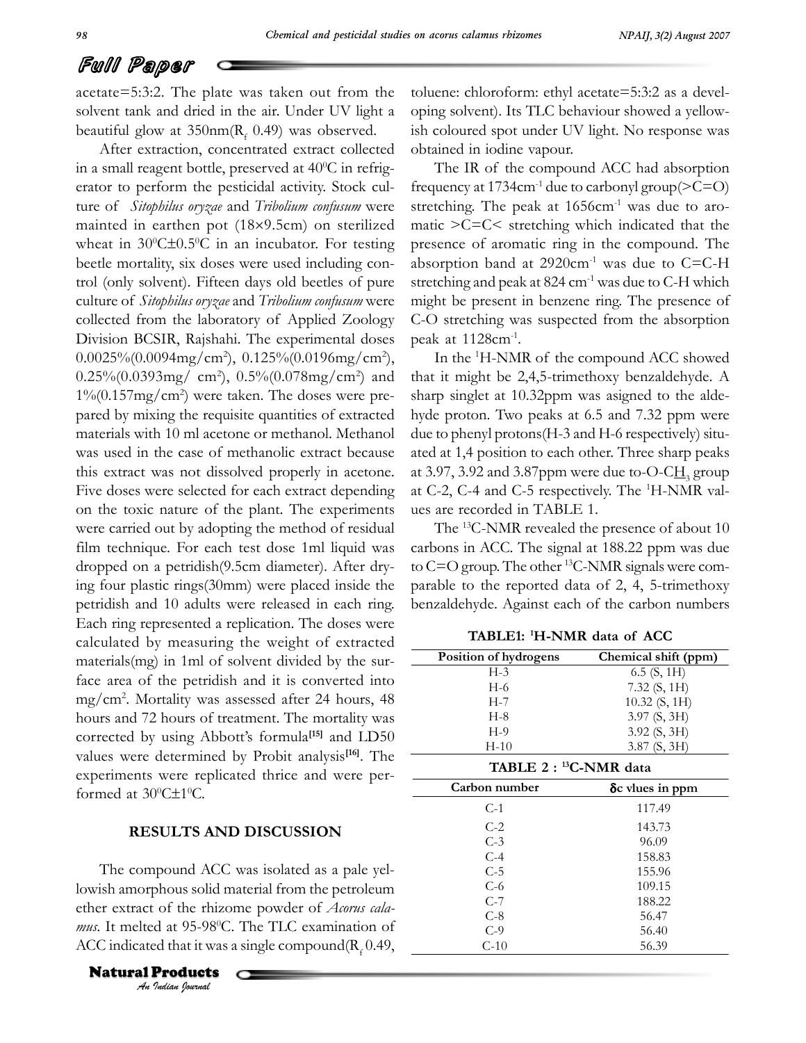acetate=5:3:2. The plate was taken out from the solvent tank and dried in the air. Under UV light a beautiful glow at 350nm($R_f$ 0.49) was observed.

After extraction, concentrated extract collected in a small reagent bottle, preserved at $40^0C$ in refrigerator to perform the pesticidal activity. Stock culture of *Sitophilus oryzae* and *Tribolium confusum* were mainted in earthen pot (18×9.5cm) on sterilized wheat in $30^0C\pm0.5^0C$ in an incubator. For testing beetle mortality, six doses were used including control (only solvent). Fifteen days old beetles of pure culture of *Sitophilus oryzae* and *Tribolium confusum* were collected from the laboratory of Applied Zoology Division BCSIR, Rajshahi. The experimental doses 0.0025%(0.0094mg/cm$^2$), 0.125%(0.0196mg/cm$^2$), 0.25%(0.0393mg/ cm$^2$), 0.5%(0.078mg/cm$^2$) and 1%(0.157mg/cm$^2$) were taken. The doses were prepared by mixing the requisite quantities of extracted materials with 10 ml acetone or methanol. Methanol was used in the case of methanolic extract because this extract was not dissolved properly in acetone. Five doses were selected for each extract depending on the toxic nature of the plant. The experiments were carried out by adopting the method of residual film technique. For each test dose 1ml liquid was dropped on a petridish(9.5cm diameter). After drying four plastic rings(30mm) were placed inside the petridish and 10 adults were released in each ring. Each ring represented a replication. The doses were calculated by measuring the weight of extracted materials(mg) in 1ml of solvent divided by the surface area of the petridish and it is converted into mg/cm$^2$. Mortality was assessed after 24 hours, 48 hours and 72 hours of treatment. The mortality was corrected by using Abbott's formula[15] and LD50 values were determined by Probit analysis[16]. The experiments were replicated thrice and were performed at $30^0C\pm1^0C$.

## RESULTS AND DISCUSSION

The compound ACC was isolated as a pale yellowish amorphous solid material from the petroleum ether extract of the rhizome powder of *Acorus calamus*. It melted at 95-98$^0$C. The TLC examination of ACC indicated that it was a single compound($R_f$ 0.49, toluene: chloroform: ethyl acetate=5:3:2 as a developing solvent). Its TLC behaviour showed a yellowish coloured spot under UV light. No response was obtained in iodine vapour.

The IR of the compound ACC had absorption frequency at 1734cm$^{-1}$ due to carbonyl group(>C=O) stretching. The peak at 1656cm$^{-1}$ was due to aromatic >C=C< stretching which indicated that the presence of aromatic ring in the compound. The absorption band at 2920cm$^{-1}$ was due to C=C-H stretching and peak at 824 cm$^{-1}$ was due to C-H which might be present in benzene ring. The presence of C-O stretching was suspected from the absorption peak at 1128cm$^{-1}$.

In the $^1$H-NMR of the compound ACC showed that it might be 2,4,5-trimethoxy benzaldehyde. A sharp singlet at 10.32ppm was asigned to the aldehyde proton. Two peaks at 6.5 and 7.32 ppm were due to phenyl protons(H-3 and H-6 respectively) situated at 1,4 position to each other. Three sharp peaks at 3.97, 3.92 and 3.87ppm were due to-O-C$\underline{H}_3$ group at C-2, C-4 and C-5 respectively. The $^1$H-NMR values are recorded in TABLE 1.

The $^{13}$C-NMR revealed the presence of about 10 carbons in ACC. The signal at 188.22 ppm was due to C=O group. The other $^{13}$C-NMR signals were comparable to the reported data of 2, 4, 5-trimethoxy benzaldehyde. Against each of the carbon numbers

**TABLE1: $^1$H-NMR data of ACC**

| Position of hydrogens | Chemical shift (ppm) |
|---|---|
| H-3 | 6.5 (S, 1H) |
| H-6 | 7.32 (S, 1H) |
| H-7 | 10.32 (S, 1H) |
| H-8 | 3.97 (S, 3H) |
| H-9 | 3.92 (S, 3H) |
| H-10 | 3.87 (S, 3H) |

**TABLE 2 : $^{13}$C-NMR data**

| Carbon number | $\delta$c vlues in ppm |
|---|---|
| C-1 | 117.49 |
| C-2 | 143.73 |
| C-3 | 96.09 |
| C-4 | 158.83 |
| C-5 | 155.96 |
| C-6 | 109.15 |
| C-7 | 188.22 |
| C-8 | 56.47 |
| C-9 | 56.40 |
| C-10 | 56.39 |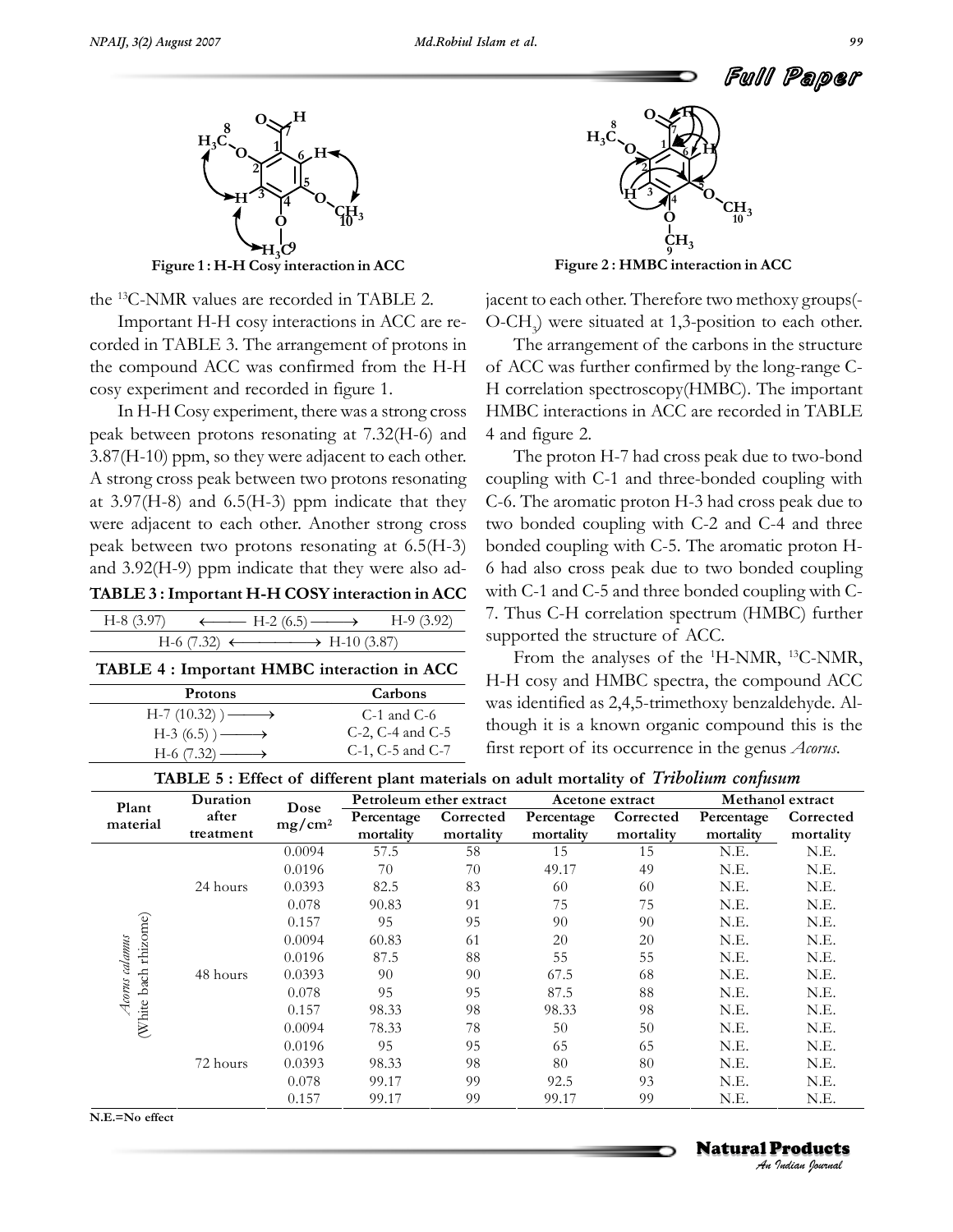Figure 1 : H-H Cosy interaction in ACC

Figure 2 : HMBC interaction in ACC

the $^{13}$C-NMR values are recorded in TABLE 2.

Important H-H cosy interactions in ACC are recorded in TABLE 3. The arrangement of protons in the compound ACC was confirmed from the H-H cosy experiment and recorded in figure 1.

In H-H Cosy experiment, there was a strong cross peak between protons resonating at 7.32(H-6) and 3.87(H-10) ppm, so they were adjacent to each other. A strong cross peak between two protons resonating at 3.97(H-8) and 6.5(H-3) ppm indicate that they were adjacent to each other. Another strong cross peak between two protons resonating at 6.5(H-3) and 3.92(H-9) ppm indicate that they were also adjacent to each other. Therefore two methoxy groups(-O-$CH_3$) were situated at 1,3-position to each other.

**TABLE 3 : Important H-H COSY interaction in ACC**

| | | |
|---|---|---|
| H-8 (3.97) | ⟵ H-2 (6.5) ⟶ | H-9 (3.92) |
| | H-6 (7.32) ⟵⟶ H-10 (3.87) | |

**TABLE 4 : Important HMBC interaction in ACC**

| Protons | Carbons |
|---|---|
| H-7 (10.32) ) ⟶ | C-1 and C-6 |
| H-3 (6.5) ) ⟶ | C-2, C-4 and C-5 |
| H-6 (7.32) ⟶ | C-1, C-5 and C-7 |

The arrangement of the carbons in the structure of ACC was further confirmed by the long-range C-H correlation spectroscopy(HMBC). The important HMBC interactions in ACC are recorded in TABLE 4 and figure 2.

The proton H-7 had cross peak due to two-bond coupling with C-1 and three-bonded coupling with C-6. The aromatic proton H-3 had cross peak due to two bonded coupling with C-2 and C-4 and three bonded coupling with C-5. The aromatic proton H-6 had also cross peak due to two bonded coupling with C-1 and C-5 and three bonded coupling with C-7. Thus C-H correlation spectrum (HMBC) further supported the structure of ACC.

From the analyses of the $^{1}$H-NMR, $^{13}$C-NMR, H-H cosy and HMBC spectra, the compound ACC was identified as 2,4,5-trimethoxy benzaldehyde. Although it is a known organic compound this is the first report of its occurrence in the genus *Acorus*.

**TABLE 5 : Effect of different plant materials on adult mortality of *Tribolium confusum***

| Plant material | Duration after treatment | Dose $mg/cm^2$ | Petroleum ether extract | | Acetone extract | | Methanol extract | |
|---|---|---|---|---|---|---|---|---|
| | | | Percentage mortality | Corrected mortality | Percentage mortality | Corrected mortality | Percentage mortality | Corrected mortality |
| *Acorus calamus* (White bach rhizome) | 24 hours | 0.0094 | 57.5 | 58 | 15 | 15 | N.E. | N.E. |
| | | 0.0196 | 70 | 70 | 49.17 | 49 | N.E. | N.E. |
| | | 0.0393 | 82.5 | 83 | 60 | 60 | N.E. | N.E. |
| | | 0.078 | 90.83 | 91 | 75 | 75 | N.E. | N.E. |
| | | 0.157 | 95 | 95 | 90 | 90 | N.E. | N.E. |
| | 48 hours | 0.0094 | 60.83 | 61 | 20 | 20 | N.E. | N.E. |
| | | 0.0196 | 87.5 | 88 | 55 | 55 | N.E. | N.E. |
| | | 0.0393 | 90 | 90 | 67.5 | 68 | N.E. | N.E. |
| | | 0.078 | 95 | 95 | 87.5 | 88 | N.E. | N.E. |
| | | 0.157 | 98.33 | 98 | 98.33 | 98 | N.E. | N.E. |
| | 72 hours | 0.0094 | 78.33 | 78 | 50 | 50 | N.E. | N.E. |
| | | 0.0196 | 95 | 95 | 65 | 65 | N.E. | N.E. |
| | | 0.0393 | 98.33 | 98 | 80 | 80 | N.E. | N.E. |
| | | 0.078 | 99.17 | 99 | 92.5 | 93 | N.E. | N.E. |
| | | 0.157 | 99.17 | 99 | 99.17 | 99 | N.E. | N.E. |

**N.E.=No effect**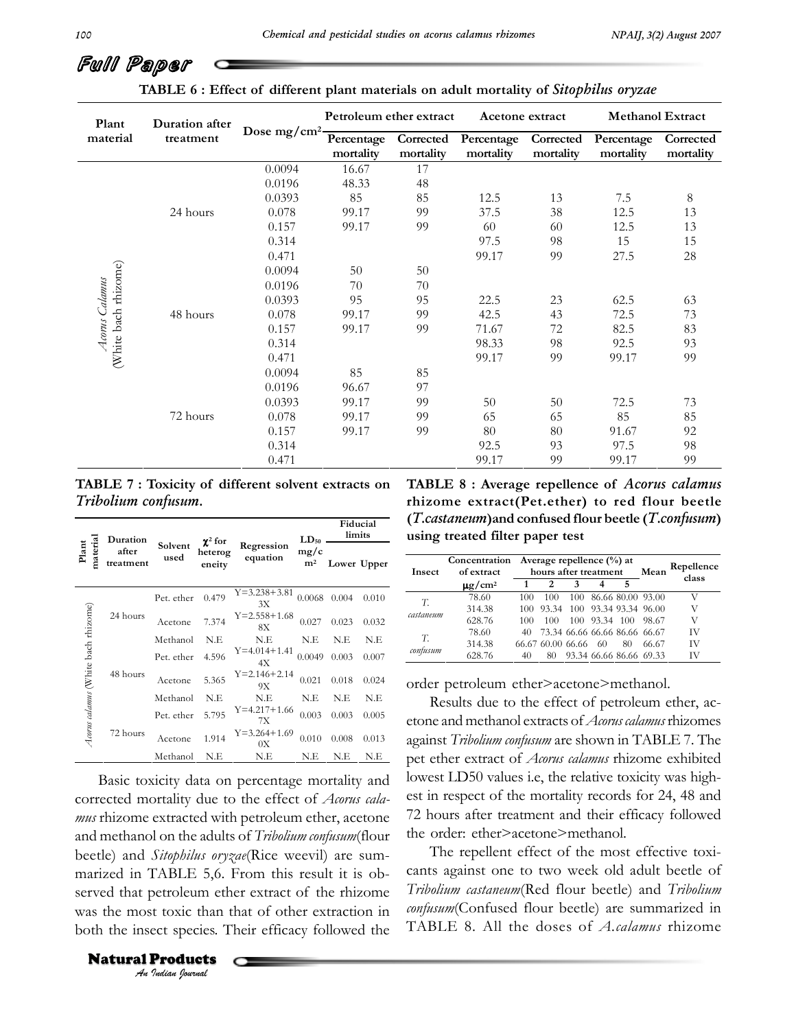**TABLE 6 : Effect of different plant materials on adult mortality of *Sitophilus oryzae***

| Plant material | Duration after treatment | Dose mg/cm² | Petroleum ether extract | | Acetone extract | | Methanol Extract | |
|---|---|---|---|---|---|---|---|---|
| | | | Percentage mortality | Corrected mortality | Percentage mortality | Corrected mortality | Percentage mortality | Corrected mortality |
| *Acorus Calamus* (White bach rhizome) | 24 hours | 0.0094 | 16.67 | 17 | | | | |
| | | 0.0196 | 48.33 | 48 | | | | |
| | | 0.0393 | 85 | 85 | 12.5 | 13 | 7.5 | 8 |
| | | 0.078 | 99.17 | 99 | 37.5 | 38 | 12.5 | 13 |
| | | 0.157 | 99.17 | 99 | 60 | 60 | 12.5 | 13 |
| | | 0.314 | | | 97.5 | 98 | 15 | 15 |
| | | 0.471 | | | 99.17 | 99 | 27.5 | 28 |
| | 48 hours | 0.0094 | 50 | 50 | | | | |
| | | 0.0196 | 70 | 70 | | | | |
| | | 0.0393 | 95 | 95 | 22.5 | 23 | 62.5 | 63 |
| | | 0.078 | 99.17 | 99 | 42.5 | 43 | 72.5 | 73 |
| | | 0.157 | 99.17 | 99 | 71.67 | 72 | 82.5 | 83 |
| | | 0.314 | | | 98.33 | 98 | 92.5 | 93 |
| | | 0.471 | | | 99.17 | 99 | 99.17 | 99 |
| | 72 hours | 0.0094 | 85 | 85 | | | | |
| | | 0.0196 | 96.67 | 97 | | | | |
| | | 0.0393 | 99.17 | 99 | 50 | 50 | 72.5 | 73 |
| | | 0.078 | 99.17 | 99 | 65 | 65 | 85 | 85 |
| | | 0.157 | 99.17 | 99 | 80 | 80 | 91.67 | 92 |
| | | 0.314 | | | 92.5 | 93 | 97.5 | 98 |
| | | 0.471 | | | 99.17 | 99 | 99.17 | 99 |

**TABLE 7 : Toxicity of different solvent extracts on *Tribolium confusum*.**

| Plant material | Duration after treatment | Solvent used | $\chi^2$ for heterogeneity | Regression equation | $LD_{50}$ mg/cm² | Fiducial limits | |
|---|---|---|---|---|---|---|---|
| | | | | | | Lower | Upper |
| *Acorus calamus* (White bach rhizome) | 24 hours | Pet. ether | 0.479 | Y=3.238+3.813X | 0.0068 | 0.004 | 0.010 |
| | | Acetone | 7.374 | Y=2.558+1.688X | 0.027 | 0.023 | 0.032 |
| | | Methanol | N.E | N.E | N.E | N.E | N.E |
| | 48 hours | Pet. ether | 4.596 | Y=4.014+1.414X | 0.0049 | 0.003 | 0.007 |
| | | Acetone | 5.365 | Y=2.146+2.149X | 0.021 | 0.018 | 0.024 |
| | | Methanol | N.E | N.E | N.E | N.E | N.E |
| | 72 hours | Pet. ether | 5.795 | Y=4.217+1.667X | 0.003 | 0.003 | 0.005 |
| | | Acetone | 1.914 | Y=3.264+1.690X | 0.010 | 0.008 | 0.013 |
| | | Methanol | N.E | N.E | N.E | N.E | N.E |

Basic toxicity data on percentage mortality and corrected mortality due to the effect of *Acorus calamus* rhizome extracted with petroleum ether, acetone and methanol on the adults of *Tribolium confusum*(flour beetle) and *Sitophilus oryzae*(Rice weevil) are summarized in TABLE 5,6. From this result it is observed that petroleum ether extract of the rhizome was the most toxic than that of other extraction in both the insect species. Their efficacy followed the order petroleum ether>acetone>methanol.

**TABLE 8 : Average repellence of *Acorus calamus* rhizome extract(Pet.ether) to red flour beetle (*T.castaneum*)and confused flour beetle (*T.confusum*) using treated filter paper test**

| Insect | Concentration of extract µg/cm² | Average repellence (%) at hours after treatment | | | | | Mean | Repellence class |
|---|---|---|---|---|---|---|---|---|
| | | 1 | 2 | 3 | 4 | 5 | | |
| *T. castaneum* | 78.60 | 100 | 100 | 100 | 86.66 | 80.00 | 93.00 | V |
| | 314.38 | 100 | 93.34 | 100 | 93.34 | 93.34 | 96.00 | V |
| | 628.76 | 100 | 100 | 100 | 93.34 | 100 | 98.67 | V |
| *T. confusum* | 78.60 | 40 | 73.34 | 66.66 | 66.66 | 86.66 | 66.67 | IV |
| | 314.38 | 66.67 | 60.00 | 66.66 | 60 | 80 | 66.67 | IV |
| | 628.76 | 40 | 80 | 93.34 | 66.66 | 86.66 | 69.33 | IV |

Results due to the effect of petroleum ether, acetone and methanol extracts of *Acorus calamus* rhizomes against *Tribolium confusum* are shown in TABLE 7. The pet ether extract of *Acorus calamus* rhizome exhibited lowest LD50 values i.e, the relative toxicity was highest in respect of the mortality records for 24, 48 and 72 hours after treatment and their efficacy followed the order: ether>acetone>methanol.

The repellent effect of the most effective toxicants against one to two week old adult beetle of *Tribolium castaneum*(Red flour beetle) and *Tribolium confusum*(Confused flour beetle) are summarized in TABLE 8. All the doses of *A.calamus* rhizome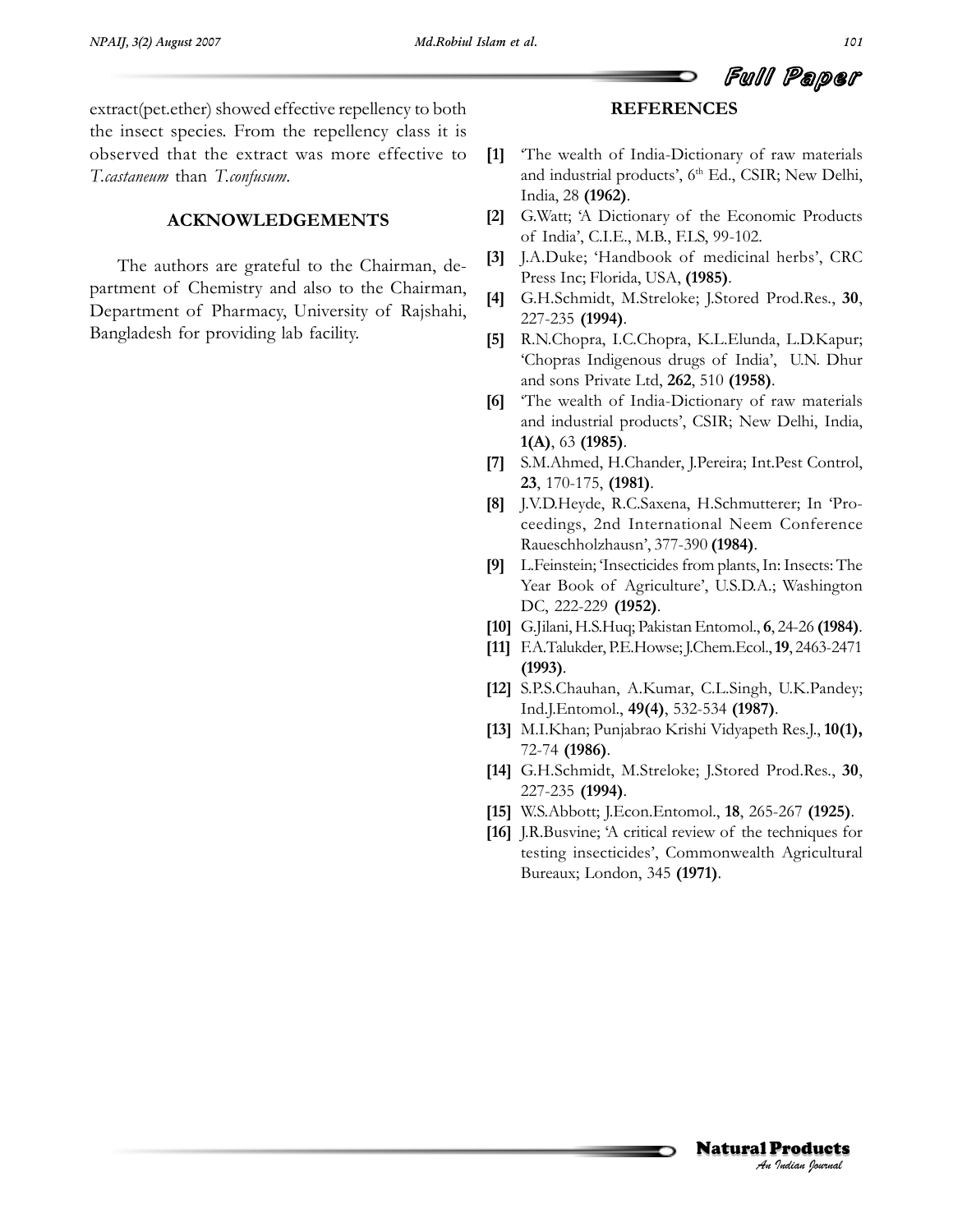extract(pet.ether) showed effective repellency to both the insect species. From the repellency class it is observed that the extract was more effective to *T.castaneum* than *T.confusum*.

## ACKNOWLEDGEMENTS

The authors are grateful to the Chairman, department of Chemistry and also to the Chairman, Department of Pharmacy, University of Rajshahi, Bangladesh for providing lab facility.

## REFERENCES

**[1]** 'The wealth of India-Dictionary of raw materials and industrial products', 6th Ed., CSIR; New Delhi, India, 28 **(1962)**.

**[2]** G.Watt; 'A Dictionary of the Economic Products of India', C.I.E., M.B., F.LS, 99-102.

**[3]** J.A.Duke; 'Handbook of medicinal herbs', CRC Press Inc; Florida, USA, **(1985)**.

**[4]** G.H.Schmidt, M.Streloke; J.Stored Prod.Res., **30**, 227-235 **(1994)**.

**[5]** R.N.Chopra, I.C.Chopra, K.L.Elunda, L.D.Kapur; 'Chopras Indigenous drugs of India', U.N. Dhur and sons Private Ltd, **262**, 510 **(1958)**.

**[6]** 'The wealth of India-Dictionary of raw materials and industrial products', CSIR; New Delhi, India, **1(A)**, 63 **(1985)**.

**[7]** S.M.Ahmed, H.Chander, J.Pereira; Int.Pest Control, **23**, 170-175, **(1981)**.

**[8]** J.V.D.Heyde, R.C.Saxena, H.Schmutterer; In 'Proceedings, 2nd International Neem Conference Raueschholzhausn', 377-390 **(1984)**.

**[9]** L.Feinstein; 'Insecticides from plants, In: Insects: The Year Book of Agriculture', U.S.D.A.; Washington DC, 222-229 **(1952)**.

**[10]** G.Jilani, H.S.Huq; Pakistan Entomol., **6**, 24-26 **(1984)**.

**[11]** F.A.Talukder, P.E.Howse; J.Chem.Ecol., **19**, 2463-2471 **(1993)**.

**[12]** S.P.S.Chauhan, A.Kumar, C.L.Singh, U.K.Pandey; Ind.J.Entomol., **49(4)**, 532-534 **(1987)**.

**[13]** M.I.Khan; Punjabrao Krishi Vidyapeth Res.J., **10(1),** 72-74 **(1986)**.

**[14]** G.H.Schmidt, M.Streloke; J.Stored Prod.Res., **30**, 227-235 **(1994)**.

**[15]** W.S.Abbott; J.Econ.Entomol., **18**, 265-267 **(1925)**.

**[16]** J.R.Busvine; 'A critical review of the techniques for testing insecticides', Commonwealth Agricultural Bureaux; London, 345 **(1971)**.